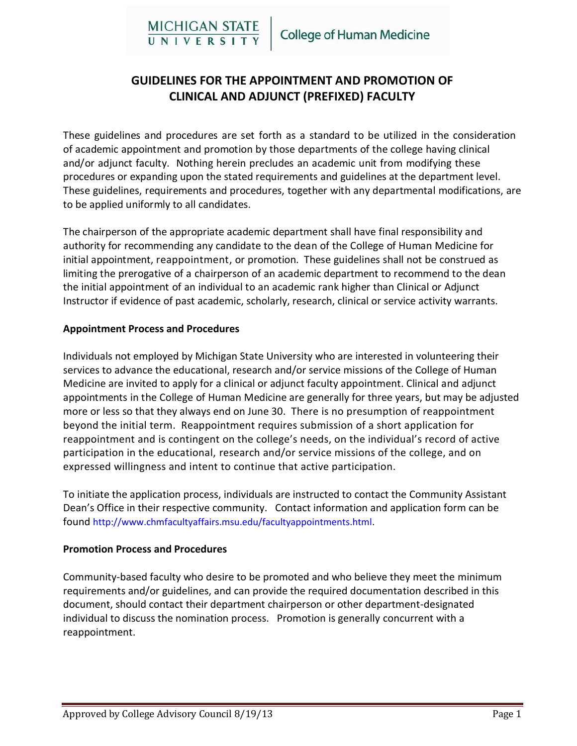# GUIDELINES FOR THE APPOINTMENT AND PROMOTION OF CLINICAL AND ADJUNCT (PREFIXED) FACULTY

These guidelines and procedures are set forth as a standard to be utilized in the consideration of academic appointment and promotion by those departments of the college having clinical and/or adjunct faculty. Nothing herein precludes an academic unit from modifying these procedures or expanding upon the stated requirements and guidelines at the department level. These guidelines, requirements and procedures, together with any departmental modifications, are to be applied uniformly to all candidates.

The chairperson of the appropriate academic department shall have final responsibility and authority for recommending any candidate to the dean of the College of Human Medicine for initial appointment, reappointment, or promotion. These guidelines shall not be construed as limiting the prerogative of a chairperson of an academic department to recommend to the dean the initial appointment of an individual to an academic rank higher than Clinical or Adjunct Instructor if evidence of past academic, scholarly, research, clinical or service activity warrants.

**Appointment Process and Procedures**

Individuals not employed by Michigan State University who are interested in volunteering their services to advance the educational, research and/or service missions of the College of Human Medicine are invited to apply for a clinical or adjunct faculty appointment. Clinical and adjunct appointments in the College of Human Medicine are generally for three years, but may be adjusted more or less so that they always end on June 30. There is no presumption of reappointment beyond the initial term. Reappointment requires submission of a short application for reappointment and is contingent on the college's needs, on the individual's record of active participation in the educational, research and/or service missions of the college, and on expressed willingness and intent to continue that active participation.

To initiate the application process, individuals are instructed to contact the Community Assistant Dean's Office in their respective community. Contact information and application form can be found http://www.chmfacultyaffairs.msu.edu/facultyappointments.html.

**Promotion Process and Procedures**

Community-based faculty who desire to be promoted and who believe they meet the minimum requirements and/or guidelines, and can provide the required documentation described in this document, should contact their department chairperson or other department-designated individual to discuss the nomination process. Promotion is generally concurrent with a reappointment.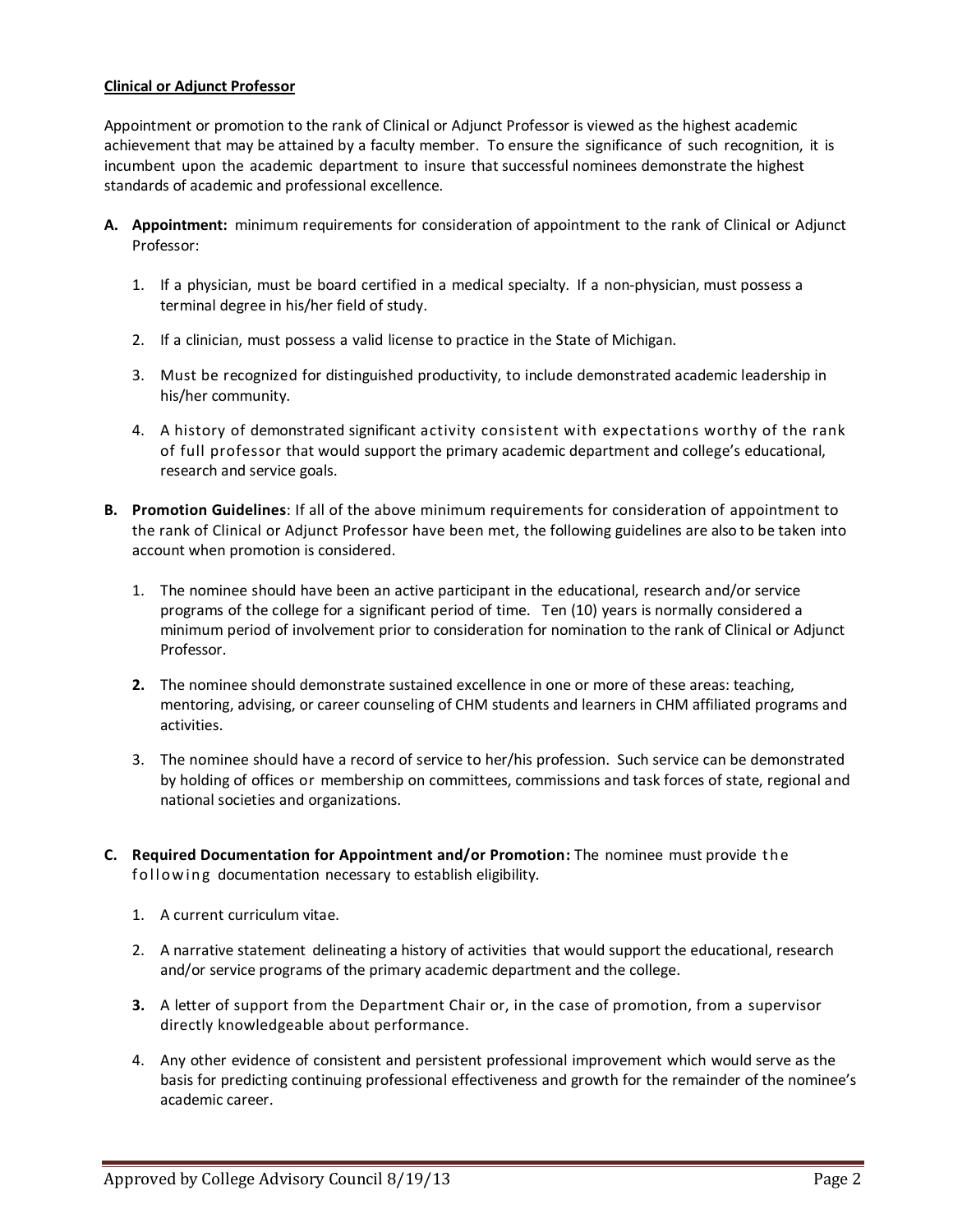**Clinical or Adjunct Professor**

Appointment or promotion to the rank of Clinical or Adjunct Professor is viewed as the highest academic achievement that may be attained by a faculty member. To ensure the significance of such recognition, it is incumbent upon the academic department to insure that successful nominees demonstrate the highest standards of academic and professional excellence.

**A. Appointment:** minimum requirements for consideration of appointment to the rank of Clinical or Adjunct Professor:

1. If a physician, must be board certified in a medical specialty. If a non-physician, must possess a terminal degree in his/her field of study.
2. If a clinician, must possess a valid license to practice in the State of Michigan.
3. Must be recognized for distinguished productivity, to include demonstrated academic leadership in his/her community.
4. A history of demonstrated significant activity consistent with expectations worthy of the rank of full professor that would support the primary academic department and college's educational, research and service goals.

**B. Promotion Guidelines**: If all of the above minimum requirements for consideration of appointment to the rank of Clinical or Adjunct Professor have been met, the following guidelines are also to be taken into account when promotion is considered.

1. The nominee should have been an active participant in the educational, research and/or service programs of the college for a significant period of time. Ten (10) years is normally considered a minimum period of involvement prior to consideration for nomination to the rank of Clinical or Adjunct Professor.
2. The nominee should demonstrate sustained excellence in one or more of these areas: teaching, mentoring, advising, or career counseling of CHM students and learners in CHM affiliated programs and activities.
3. The nominee should have a record of service to her/his profession. Such service can be demonstrated by holding of offices or membership on committees, commissions and task forces of state, regional and national societies and organizations.

**C. Required Documentation for Appointment and/or Promotion:** The nominee must provide the following documentation necessary to establish eligibility.

1. A current curriculum vitae.
2. A narrative statement delineating a history of activities that would support the educational, research and/or service programs of the primary academic department and the college.
3. A letter of support from the Department Chair or, in the case of promotion, from a supervisor directly knowledgeable about performance.
4. Any other evidence of consistent and persistent professional improvement which would serve as the basis for predicting continuing professional effectiveness and growth for the remainder of the nominee's academic career.

Approved by College Advisory Council 8/19/13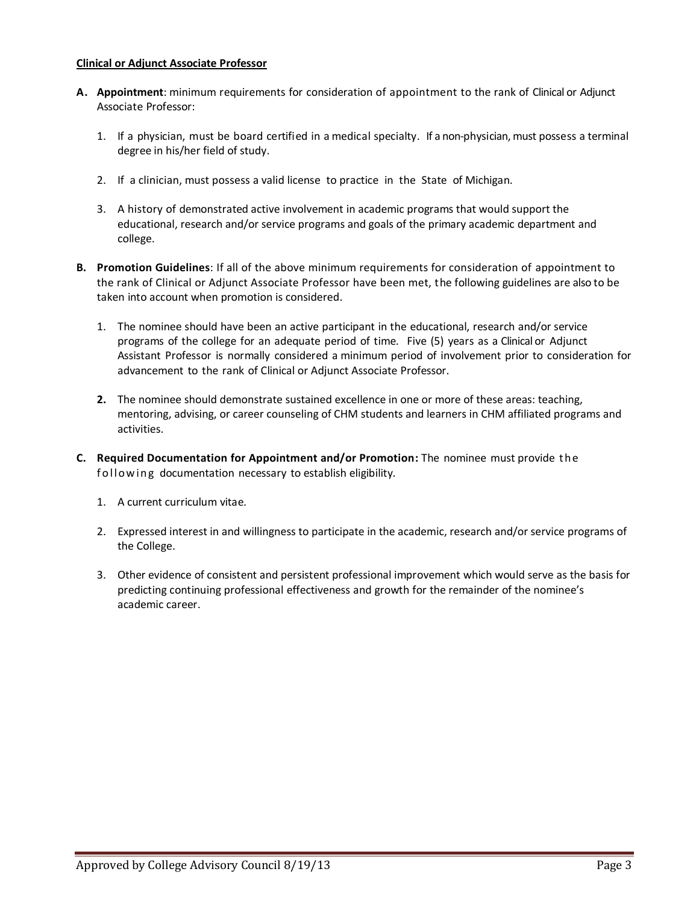**Clinical or Adjunct Associate Professor**

**A. Appointment**: minimum requirements for consideration of appointment to the rank of Clinical or Adjunct Associate Professor:

1. If a physician, must be board certified in a medical specialty. If a non-physician, must possess a terminal degree in his/her field of study.

2. If a clinician, must possess a valid license to practice in the State of Michigan.

3. A history of demonstrated active involvement in academic programs that would support the educational, research and/or service programs and goals of the primary academic department and college.

**B. Promotion Guidelines**: If all of the above minimum requirements for consideration of appointment to the rank of Clinical or Adjunct Associate Professor have been met, the following guidelines are also to be taken into account when promotion is considered.

1. The nominee should have been an active participant in the educational, research and/or service programs of the college for an adequate period of time. Five (5) years as a Clinical or Adjunct Assistant Professor is normally considered a minimum period of involvement prior to consideration for advancement to the rank of Clinical or Adjunct Associate Professor.

2. The nominee should demonstrate sustained excellence in one or more of these areas: teaching, mentoring, advising, or career counseling of CHM students and learners in CHM affiliated programs and activities.

**C. Required Documentation for Appointment and/or Promotion:** The nominee must provide the following documentation necessary to establish eligibility.

1. A current curriculum vitae.

2. Expressed interest in and willingness to participate in the academic, research and/or service programs of the College.

3. Other evidence of consistent and persistent professional improvement which would serve as the basis for predicting continuing professional effectiveness and growth for the remainder of the nominee's academic career.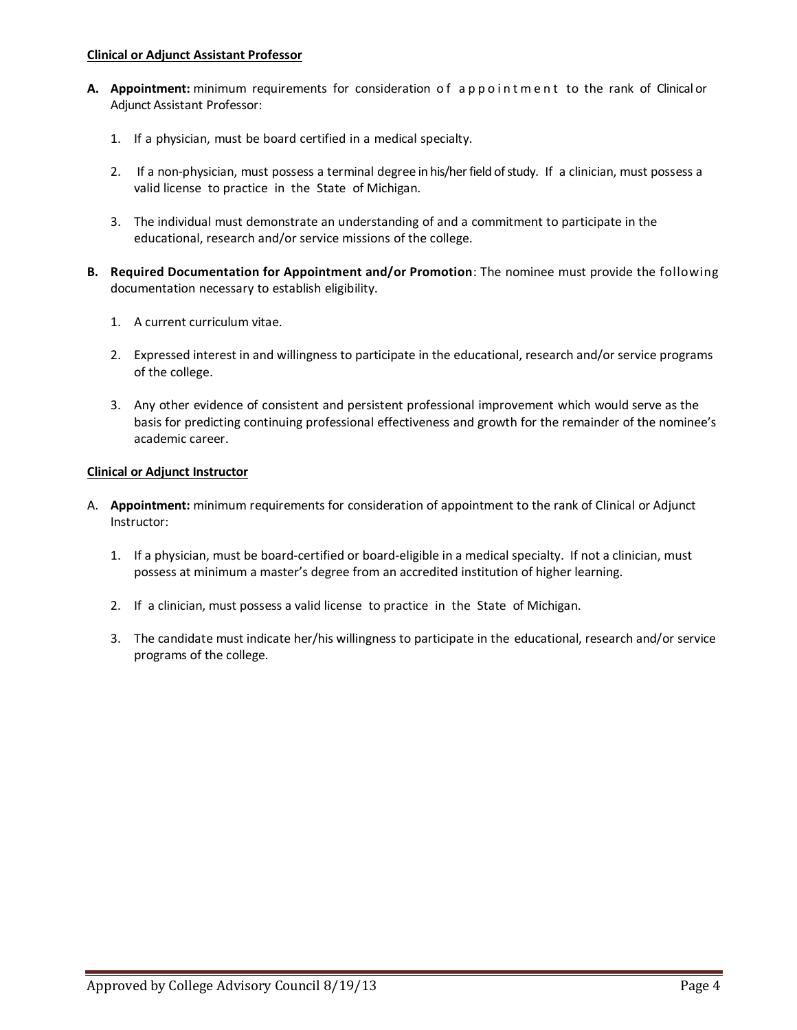**Clinical or Adjunct Assistant Professor**

**A. Appointment:** minimum requirements for consideration of appointment to the rank of Clinical or Adjunct Assistant Professor:

1. If a physician, must be board certified in a medical specialty.

2. If a non-physician, must possess a terminal degree in his/her field of study. If a clinician, must possess a valid license to practice in the State of Michigan.

3. The individual must demonstrate an understanding of and a commitment to participate in the educational, research and/or service missions of the college.

**B. Required Documentation for Appointment and/or Promotion**: The nominee must provide the following documentation necessary to establish eligibility.

1. A current curriculum vitae.

2. Expressed interest in and willingness to participate in the educational, research and/or service programs of the college.

3. Any other evidence of consistent and persistent professional improvement which would serve as the basis for predicting continuing professional effectiveness and growth for the remainder of the nominee's academic career.

**Clinical or Adjunct Instructor**

A. **Appointment:** minimum requirements for consideration of appointment to the rank of Clinical or Adjunct Instructor:

1. If a physician, must be board-certified or board-eligible in a medical specialty. If not a clinician, must possess at minimum a master's degree from an accredited institution of higher learning.

2. If a clinician, must possess a valid license to practice in the State of Michigan.

3. The candidate must indicate her/his willingness to participate in the educational, research and/or service programs of the college.

Approved by College Advisory Council 8/19/13